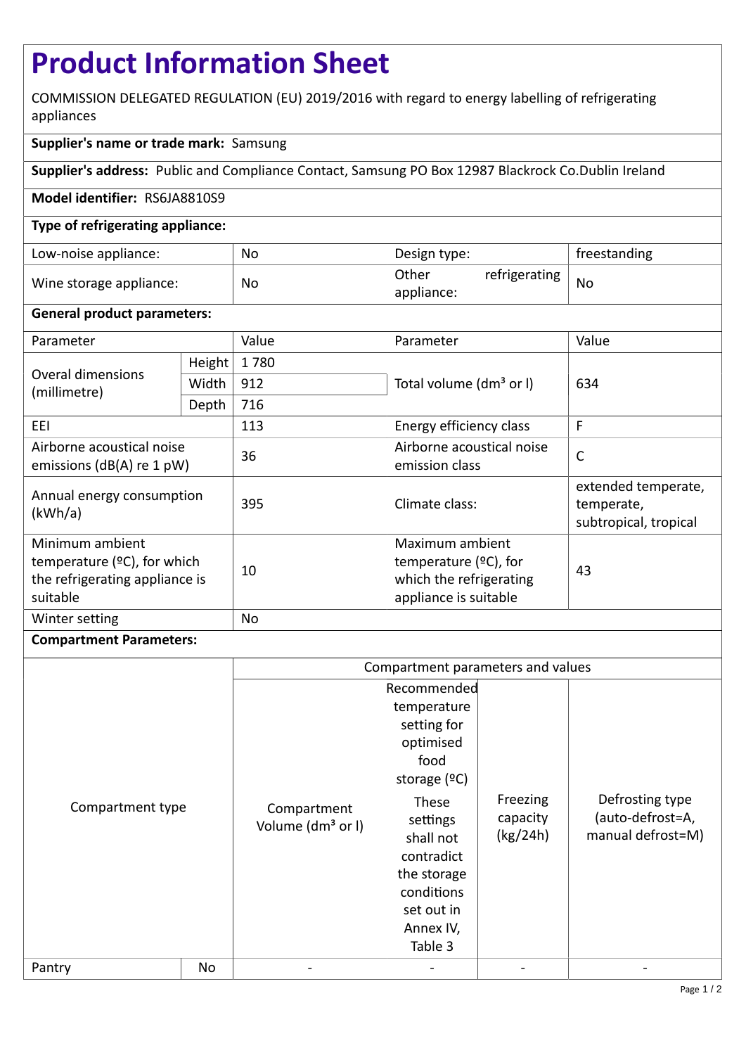# Product Information Sheet

COMMISSION DELEGATED REGULATION (EU) 2019/2016 with regard to energy labelling of refrigerating appliances

**Supplier's name or trade mark:** Samsung

**Supplier's address:** Public and Compliance Contact, Samsung PO Box 12987 Blackrock Co.Dublin Ireland

**Model identifier:** RS6JA8810S9

**Type of refrigerating appliance:**

| | | | |
|---|---|---|---|
| Low-noise appliance: | No | Design type: | freestanding |
| Wine storage appliance: | No | Other refrigerating appliance: | No |

**General product parameters:**

| Parameter | | Value | Parameter | Value |
|---|---|---|---|---|
| Overal dimensions (millimetre) | Height | 1 780 | Total volume (dm³ or l) | 634 |
| | Width | 912 | | |
| | Depth | 716 | | |
| EEI | | 113 | Energy efficiency class | F |
| Airborne acoustical noise emissions (dB(A) re 1 pW) | | 36 | Airborne acoustical noise emission class | C |
| Annual energy consumption (kWh/a) | | 395 | Climate class: | extended temperate, temperate, subtropical, tropical |
| Minimum ambient temperature (ºC), for which the refrigerating appliance is suitable | | 10 | Maximum ambient temperature (ºC), for which the refrigerating appliance is suitable | 43 |
| Winter setting | | No | | |

**Compartment Parameters:**

| Compartment type | | Compartment Volume (dm³ or l) | Recommended temperature setting for optimised food storage (ºC) These settings shall not contradict the storage conditions set out in Annex IV, Table 3 | Freezing capacity (kg/24h) | Defrosting type (auto-defrost=A, manual defrost=M) |
|---|---|---|---|---|---|
| Pantry | No | - | - | - | - |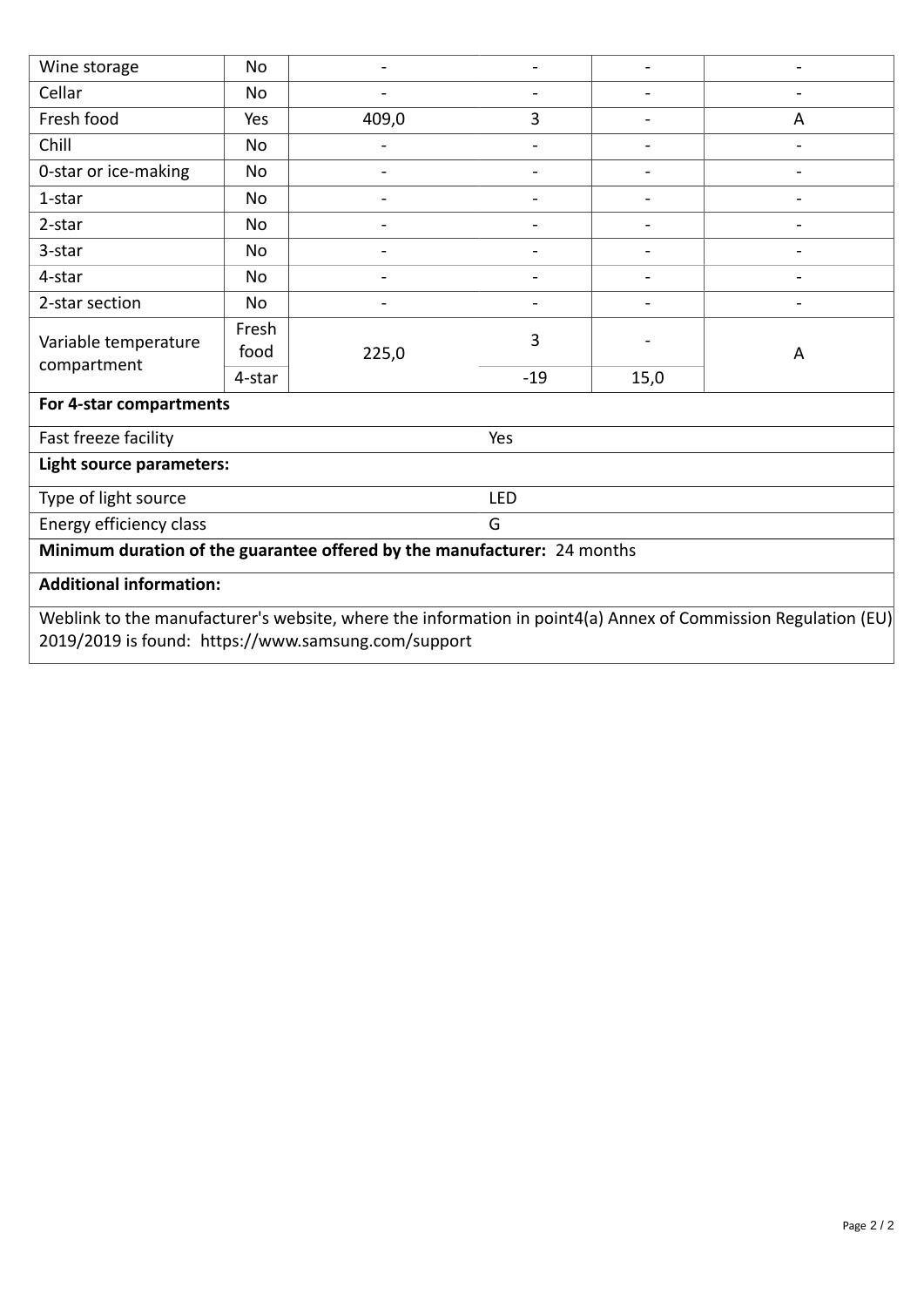| | | | | | |
|---|---|---|---|---|---|
| Wine storage | No | - | - | - | - |
| Cellar | No | - | - | - | - |
| Fresh food | Yes | 409,0 | 3 | - | A |
| Chill | No | - | - | - | - |
| 0-star or ice-making | No | - | - | - | - |
| 1-star | No | - | - | - | - |
| 2-star | No | - | - | - | - |
| 3-star | No | - | - | - | - |
| 4-star | No | - | - | - | - |
| 2-star section | No | - | - | - | - |
| Variable temperature compartment | Fresh food | 225,0 | 3 | - | A |
| | 4-star | | -19 | 15,0 | |

**For 4-star compartments**

| | |
|---|---|
| Fast freeze facility | Yes |

**Light source parameters:**

| | |
|---|---|
| Type of light source | LED |
| Energy efficiency class | G |

**Minimum duration of the guarantee offered by the manufacturer:** 24 months

**Additional information:**

Weblink to the manufacturer's website, where the information in point4(a) Annex of Commission Regulation (EU) 2019/2019 is found: https://www.samsung.com/support